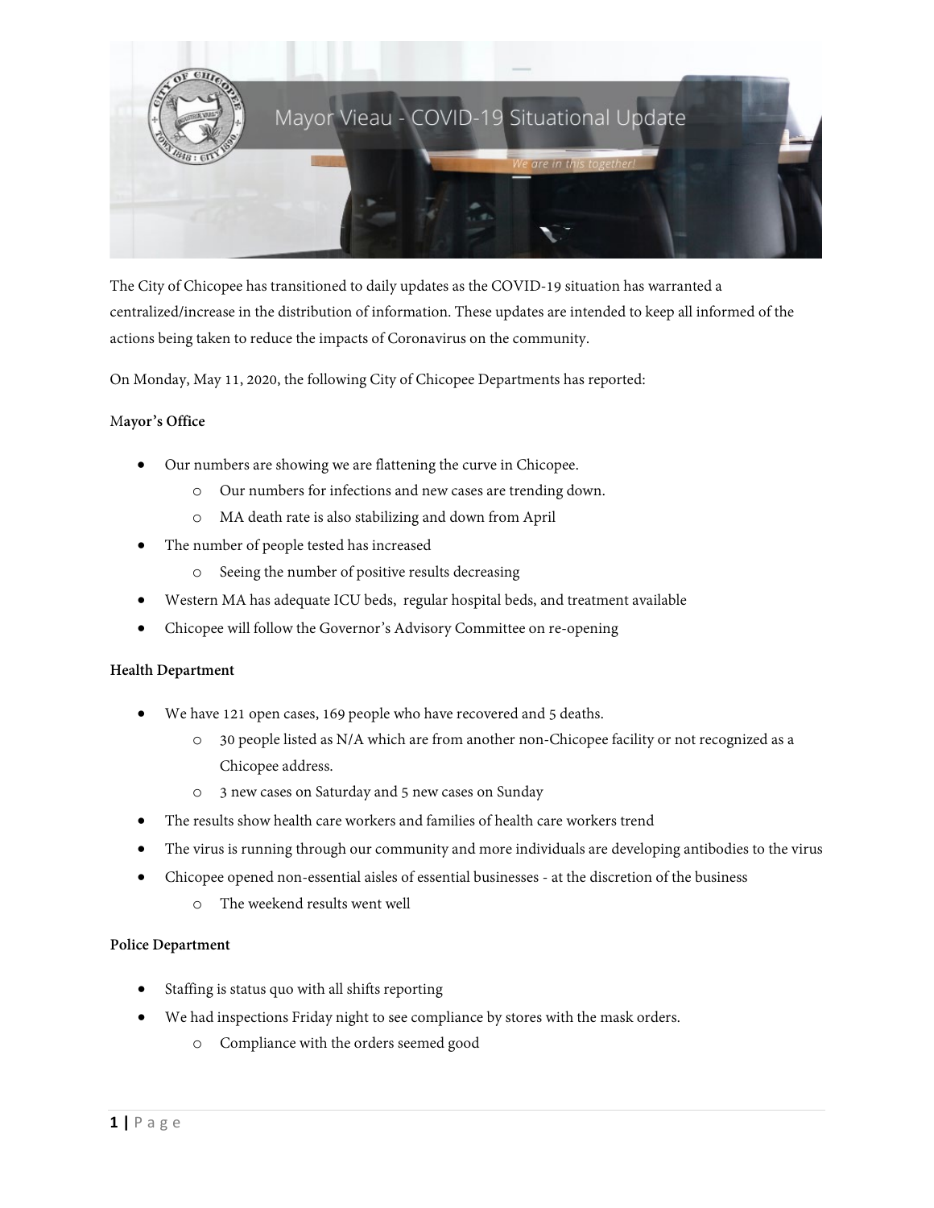# Mayor Vieau - COVID-19 Situational Update

*We are in this together!*

The City of Chicopee has transitioned to daily updates as the COVID-19 situation has warranted a centralized/increase in the distribution of information. These updates are intended to keep all informed of the actions being taken to reduce the impacts of Coronavirus on the community.

On Monday, May 11, 2020, the following City of Chicopee Departments has reported:

**Mayor's Office**

- Our numbers are showing we are flattening the curve in Chicopee.
  - Our numbers for infections and new cases are trending down.
  - MA death rate is also stabilizing and down from April
- The number of people tested has increased
  - Seeing the number of positive results decreasing
- Western MA has adequate ICU beds, regular hospital beds, and treatment available
- Chicopee will follow the Governor's Advisory Committee on re-opening

**Health Department**

- We have 121 open cases, 169 people who have recovered and 5 deaths.
  - 30 people listed as N/A which are from another non-Chicopee facility or not recognized as a Chicopee address.
  - 3 new cases on Saturday and 5 new cases on Sunday
- The results show health care workers and families of health care workers trend
- The virus is running through our community and more individuals are developing antibodies to the virus
- Chicopee opened non-essential aisles of essential businesses - at the discretion of the business
  - The weekend results went well

**Police Department**

- Staffing is status quo with all shifts reporting
- We had inspections Friday night to see compliance by stores with the mask orders.
  - Compliance with the orders seemed good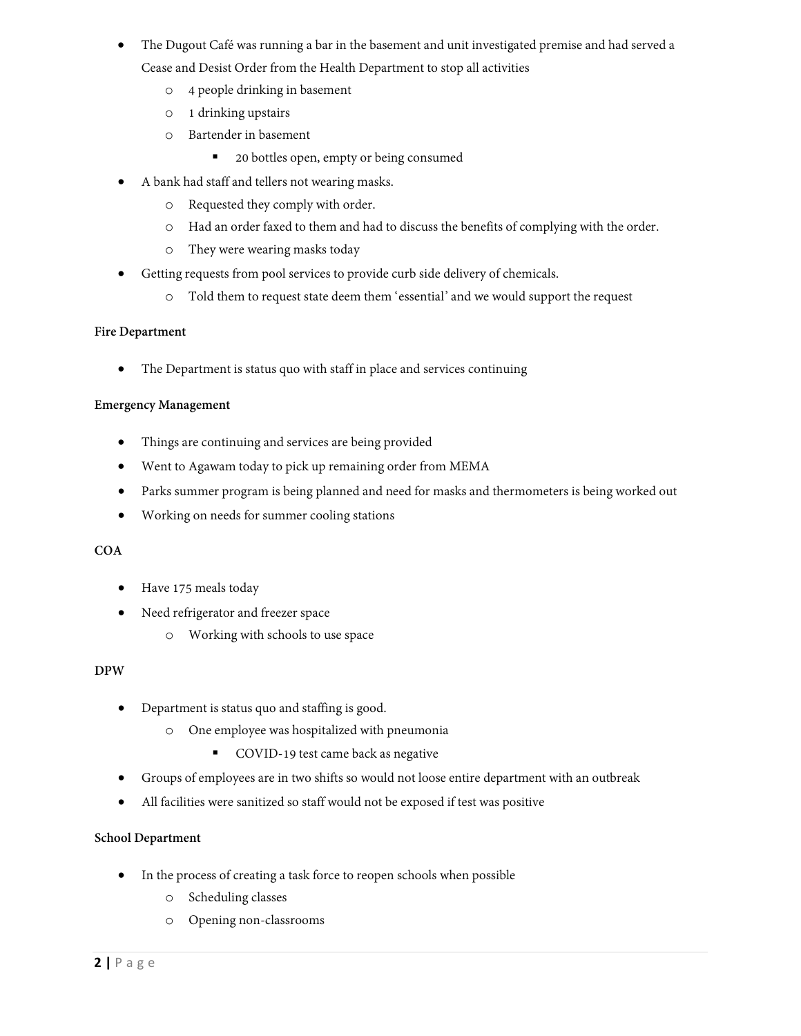- The Dugout Café was running a bar in the basement and unit investigated premise and had served a Cease and Desist Order from the Health Department to stop all activities
  - 4 people drinking in basement
  - 1 drinking upstairs
  - Bartender in basement
    - 20 bottles open, empty or being consumed
- A bank had staff and tellers not wearing masks.
  - Requested they comply with order.
  - Had an order faxed to them and had to discuss the benefits of complying with the order.
  - They were wearing masks today
- Getting requests from pool services to provide curb side delivery of chemicals.
  - Told them to request state deem them 'essential' and we would support the request

**Fire Department**

- The Department is status quo with staff in place and services continuing

**Emergency Management**

- Things are continuing and services are being provided
- Went to Agawam today to pick up remaining order from MEMA
- Parks summer program is being planned and need for masks and thermometers is being worked out
- Working on needs for summer cooling stations

**COA**

- Have 175 meals today
- Need refrigerator and freezer space
  - Working with schools to use space

**DPW**

- Department is status quo and staffing is good.
  - One employee was hospitalized with pneumonia
    - COVID-19 test came back as negative
- Groups of employees are in two shifts so would not loose entire department with an outbreak
- All facilities were sanitized so staff would not be exposed if test was positive

**School Department**

- In the process of creating a task force to reopen schools when possible
  - Scheduling classes
  - Opening non-classrooms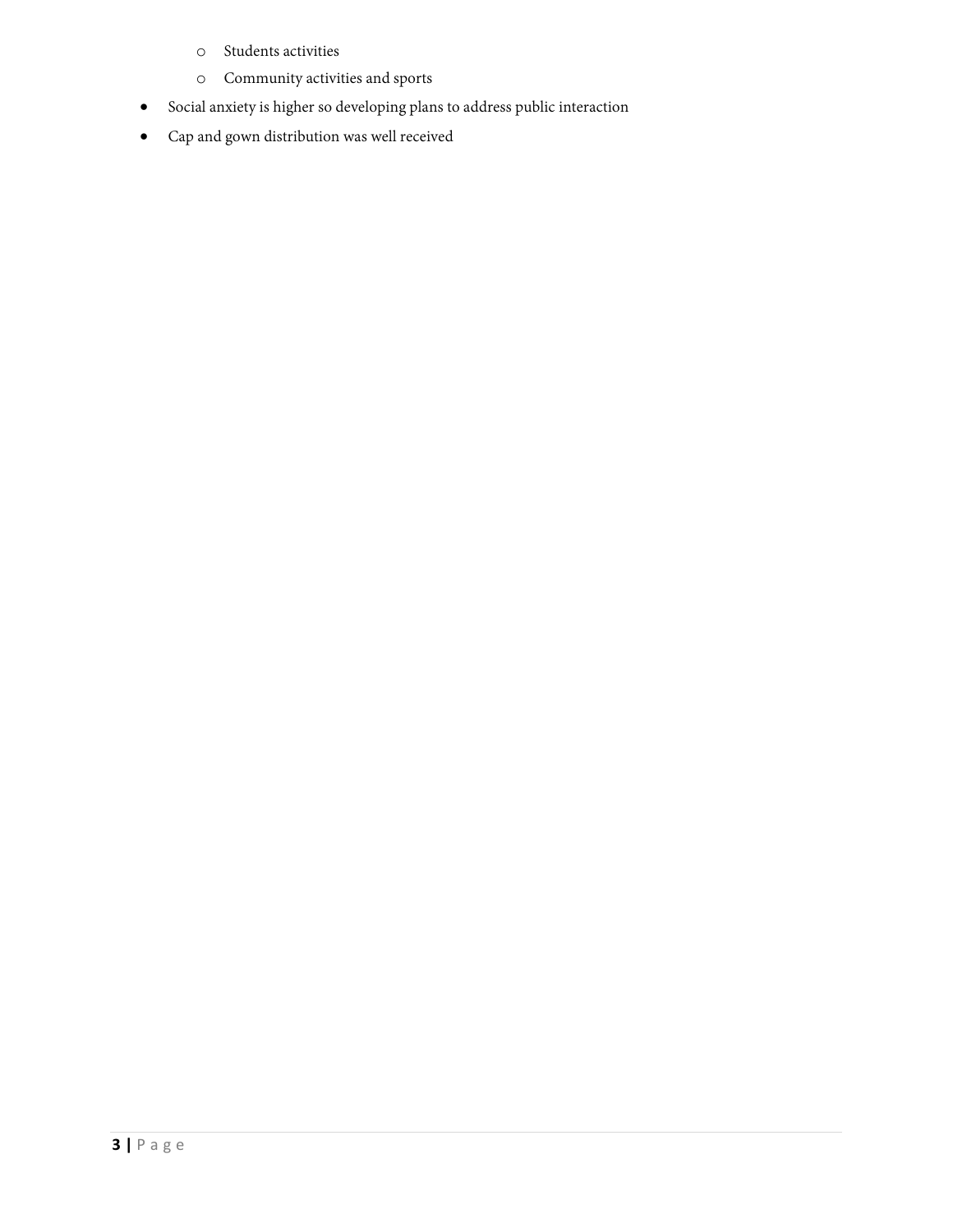- Students activities
  - Community activities and sports
- Social anxiety is higher so developing plans to address public interaction
- Cap and gown distribution was well received